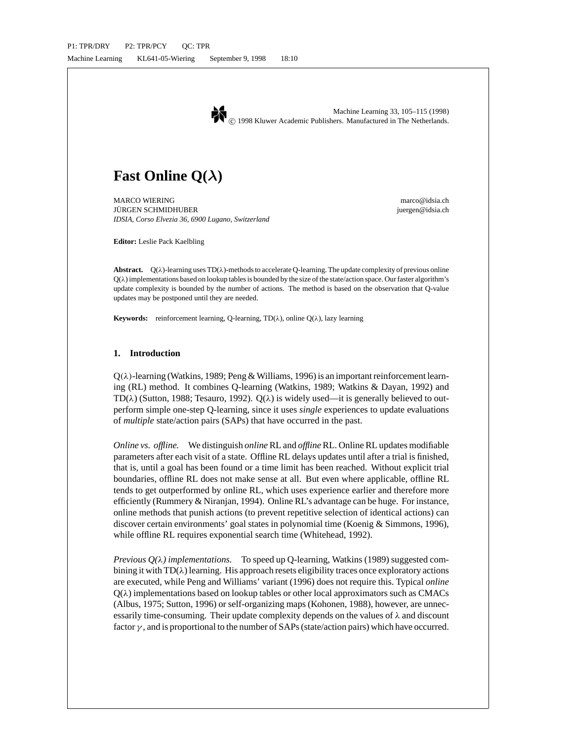# Fast Online Q($\lambda$)

MARCO WIERING marco@idsia.ch
JÜRGEN SCHMIDHUBER juergen@idsia.ch
*IDSIA, Corso Elvezia 36, 6900 Lugano, Switzerland*

**Editor:** Leslie Pack Kaelbling

**Abstract.** Q($\lambda$)-learning uses TD($\lambda$)-methods to accelerate Q-learning. The update complexity of previous online Q($\lambda$) implementations based on lookup tables is bounded by the size of the state/action space. Our faster algorithm's update complexity is bounded by the number of actions. The method is based on the observation that Q-value updates may be postponed until they are needed.

**Keywords:** reinforcement learning, Q-learning, TD($\lambda$), online Q($\lambda$), lazy learning

## 1. Introduction

Q($\lambda$)-learning (Watkins, 1989; Peng & Williams, 1996) is an important reinforcement learning (RL) method. It combines Q-learning (Watkins, 1989; Watkins & Dayan, 1992) and TD($\lambda$) (Sutton, 1988; Tesauro, 1992). Q($\lambda$) is widely used—it is generally believed to outperform simple one-step Q-learning, since it uses *single* experiences to update evaluations of *multiple* state/action pairs (SAPs) that have occurred in the past.

*Online vs. offline.* We distinguish *online* RL and *offline* RL. Online RL updates modifiable parameters after each visit of a state. Offline RL delays updates until after a trial is finished, that is, until a goal has been found or a time limit has been reached. Without explicit trial boundaries, offline RL does not make sense at all. But even where applicable, offline RL tends to get outperformed by online RL, which uses experience earlier and therefore more efficiently (Rummery & Niranjan, 1994). Online RL's advantage can be huge. For instance, online methods that punish actions (to prevent repetitive selection of identical actions) can discover certain environments' goal states in polynomial time (Koenig & Simmons, 1996), while offline RL requires exponential search time (Whitehead, 1992).

*Previous Q($\lambda$) implementations.* To speed up Q-learning, Watkins (1989) suggested combining it with TD($\lambda$) learning. His approach resets eligibility traces once exploratory actions are executed, while Peng and Williams' variant (1996) does not require this. Typical *online* Q($\lambda$) implementations based on lookup tables or other local approximators such as CMACs (Albus, 1975; Sutton, 1996) or self-organizing maps (Kohonen, 1988), however, are unnecessarily time-consuming. Their update complexity depends on the values of $\lambda$ and discount factor $\gamma$, and is proportional to the number of SAPs (state/action pairs) which have occurred.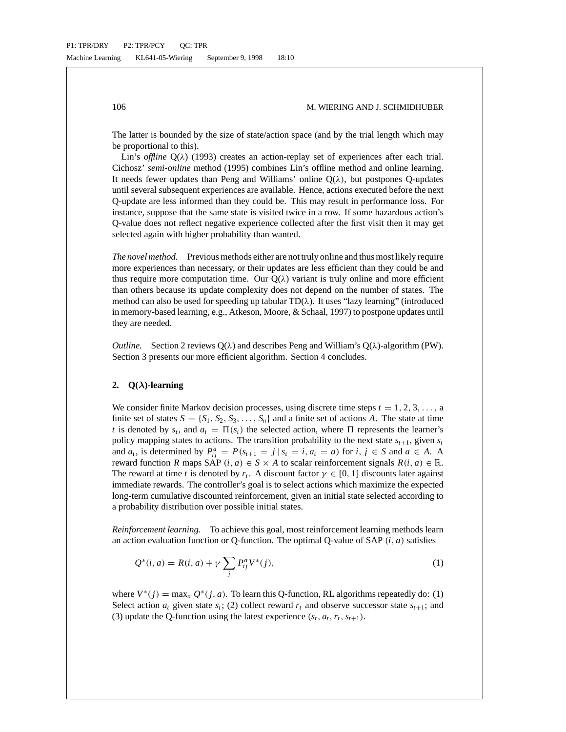The latter is bounded by the size of state/action space (and by the trial length which may be proportional to this).

Lin's *offline* Q($\lambda$) (1993) creates an action-replay set of experiences after each trial. Cichosz' *semi-online* method (1995) combines Lin's offline method and online learning. It needs fewer updates than Peng and Williams' online Q($\lambda$), but postpones Q-updates until several subsequent experiences are available. Hence, actions executed before the next Q-update are less informed than they could be. This may result in performance loss. For instance, suppose that the same state is visited twice in a row. If some hazardous action's Q-value does not reflect negative experience collected after the first visit then it may get selected again with higher probability than wanted.

*The novel method.* Previous methods either are not truly online and thus most likely require more experiences than necessary, or their updates are less efficient than they could be and thus require more computation time. Our Q($\lambda$) variant is truly online and more efficient than others because its update complexity does not depend on the number of states. The method can also be used for speeding up tabular TD($\lambda$). It uses "lazy learning" (introduced in memory-based learning, e.g., Atkeson, Moore, & Schaal, 1997) to postpone updates until they are needed.

*Outline.* Section 2 reviews Q($\lambda$) and describes Peng and William's Q($\lambda$)-algorithm (PW). Section 3 presents our more efficient algorithm. Section 4 concludes.

## 2. Q($\lambda$)-learning

We consider finite Markov decision processes, using discrete time steps $t = 1, 2, 3, \ldots,$ a finite set of states $S = \{S_1, S_2, S_3, \ldots, S_n\}$ and a finite set of actions $A$. The state at time $t$ is denoted by $s_t$, and $a_t = \Pi(s_t)$ the selected action, where $\Pi$ represents the learner's policy mapping states to actions. The transition probability to the next state $s_{t+1}$, given $s_t$ and $a_t$, is determined by $P_{ij}^a = P(s_{t+1} = j \mid s_t = i, a_t = a)$ for $i, j \in S$ and $a \in A$. A reward function $R$ maps SAP $(i, a) \in S \times A$ to scalar reinforcement signals $R(i, a) \in \mathbb{R}$. The reward at time $t$ is denoted by $r_t$. A discount factor $\gamma \in [0, 1]$ discounts later against immediate rewards. The controller's goal is to select actions which maximize the expected long-term cumulative discounted reinforcement, given an initial state selected according to a probability distribution over possible initial states.

*Reinforcement learning.* To achieve this goal, most reinforcement learning methods learn an action evaluation function or Q-function. The optimal Q-value of SAP $(i, a)$ satisfies

$$Q^*(i, a) = R(i, a) + \gamma \sum_j P_{ij}^a V^*(j), \tag{1}$$

where $V^*(j) = \max_a Q^*(j, a)$. To learn this Q-function, RL algorithms repeatedly do: (1) Select action $a_t$ given state $s_t$; (2) collect reward $r_t$ and observe successor state $s_{t+1}$; and (3) update the Q-function using the latest experience $(s_t, a_t, r_t, s_{t+1})$.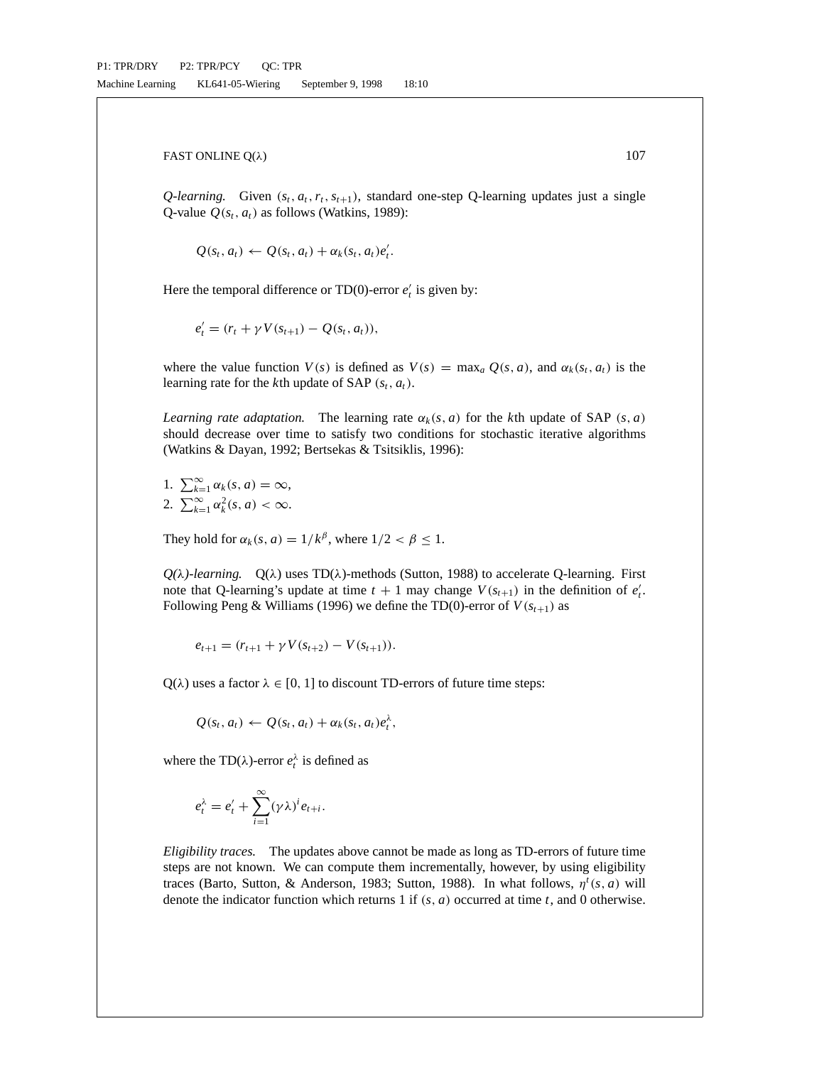*Q-learning.* Given $(s_t, a_t, r_t, s_{t+1})$, standard one-step Q-learning updates just a single Q-value $Q(s_t, a_t)$ as follows (Watkins, 1989):

$$Q(s_t, a_t) \leftarrow Q(s_t, a_t) + \alpha_k(s_t, a_t)e'_t.$$

Here the temporal difference or TD(0)-error $e'_t$ is given by:

$$e'_t = (r_t + \gamma V(s_{t+1}) - Q(s_t, a_t)),$$

where the value function $V(s)$ is defined as $V(s) = \max_a Q(s, a)$, and $\alpha_k(s_t, a_t)$ is the learning rate for the $k$th update of SAP $(s_t, a_t)$.

*Learning rate adaptation.* The learning rate $\alpha_k(s, a)$ for the $k$th update of SAP $(s, a)$ should decrease over time to satisfy two conditions for stochastic iterative algorithms (Watkins & Dayan, 1992; Bertsekas & Tsitsiklis, 1996):

1. $\sum_{k=1}^{\infty} \alpha_k(s, a) = \infty$,
2. $\sum_{k=1}^{\infty} \alpha_k^2(s, a) < \infty$.

They hold for $\alpha_k(s, a) = 1/k^{\beta}$, where $1/2 < \beta \leq 1$.

*Q(λ)-learning.* Q(λ) uses TD(λ)-methods (Sutton, 1988) to accelerate Q-learning. First note that Q-learning's update at time $t + 1$ may change $V(s_{t+1})$ in the definition of $e'_t$. Following Peng & Williams (1996) we define the TD(0)-error of $V(s_{t+1})$ as

$$e_{t+1} = (r_{t+1} + \gamma V(s_{t+2}) - V(s_{t+1})).$$

Q(λ) uses a factor $\lambda \in [0, 1]$ to discount TD-errors of future time steps:

$$Q(s_t, a_t) \leftarrow Q(s_t, a_t) + \alpha_k(s_t, a_t)e_t^{\lambda},$$

where the TD(λ)-error $e_t^{\lambda}$ is defined as

$$e_t^{\lambda} = e'_t + \sum_{i=1}^{\infty} (\gamma\lambda)^i e_{t+i}.$$

*Eligibility traces.* The updates above cannot be made as long as TD-errors of future time steps are not known. We can compute them incrementally, however, by using eligibility traces (Barto, Sutton, & Anderson, 1983; Sutton, 1988). In what follows, $\eta^t(s, a)$ will denote the indicator function which returns 1 if $(s, a)$ occurred at time $t$, and 0 otherwise.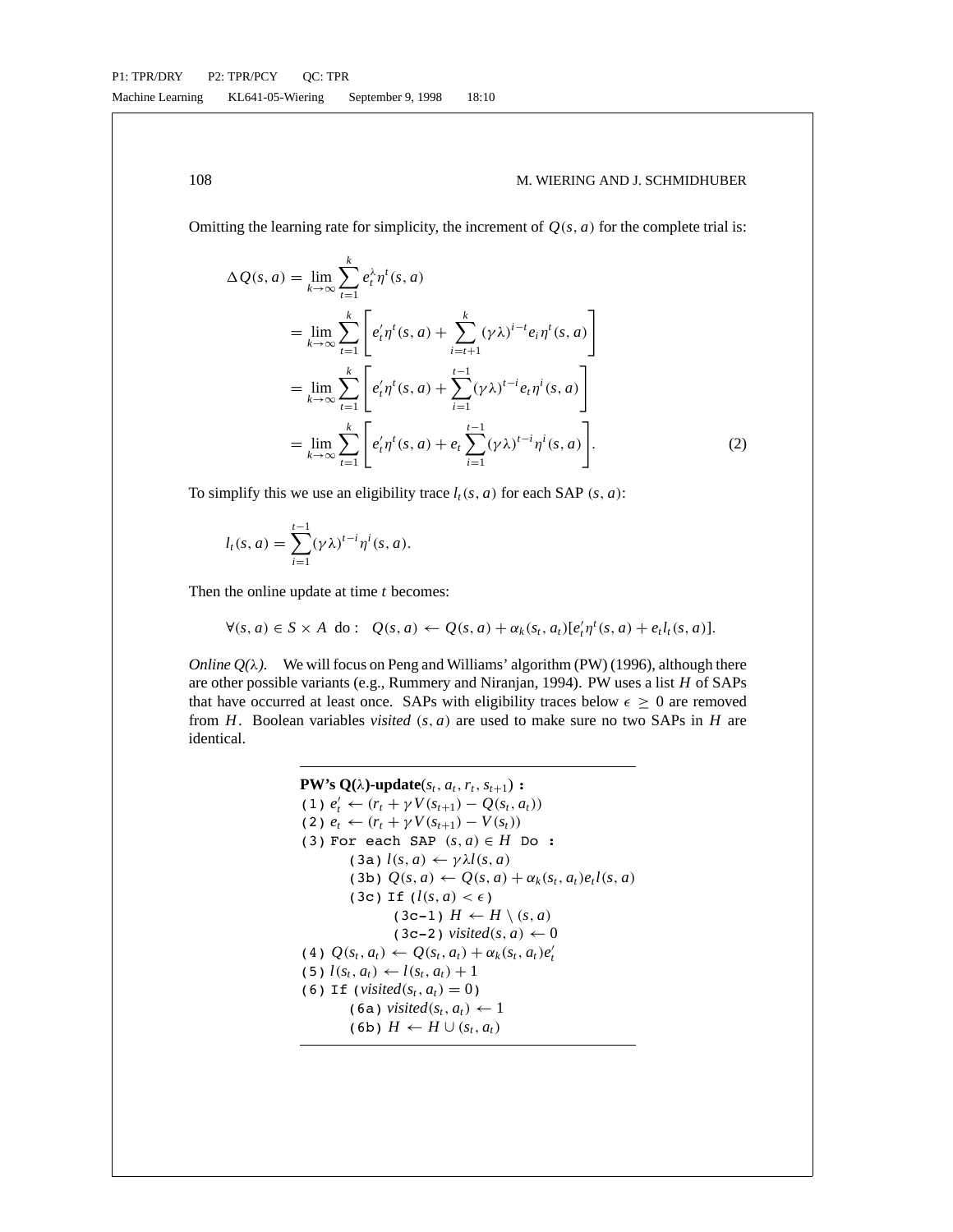Omitting the learning rate for simplicity, the increment of $Q(s, a)$ for the complete trial is:

$$
\begin{aligned}
\Delta Q(s, a) &= \lim_{k \to \infty} \sum_{t=1}^{k} e_t^{\lambda} \eta^t(s, a) \\
&= \lim_{k \to \infty} \sum_{t=1}^{k} \left[ e'_t \eta^t(s, a) + \sum_{i=t+1}^{k} (\gamma\lambda)^{i-t} e_i \eta^t(s, a) \right] \\
&= \lim_{k \to \infty} \sum_{t=1}^{k} \left[ e'_t \eta^t(s, a) + \sum_{i=1}^{t-1} (\gamma\lambda)^{t-i} e_t \eta^i(s, a) \right] \\
&= \lim_{k \to \infty} \sum_{t=1}^{k} \left[ e'_t \eta^t(s, a) + e_t \sum_{i=1}^{t-1} (\gamma\lambda)^{t-i} \eta^i(s, a) \right].
\end{aligned} \tag{2}
$$

To simplify this we use an eligibility trace $l_t(s, a)$ for each SAP $(s, a)$:

$$
l_t(s, a) = \sum_{i=1}^{t-1} (\gamma\lambda)^{t-i} \eta^i(s, a).
$$

Then the online update at time $t$ becomes:

$$
\forall (s, a) \in S \times A \ \text{ do}: \quad Q(s, a) \leftarrow Q(s, a) + \alpha_k(s_t, a_t)[e'_t \eta^t(s, a) + e_t l_t(s, a)].
$$

*Online Q($\lambda$).* We will focus on Peng and Williams' algorithm (PW) (1996), although there are other possible variants (e.g., Rummery and Niranjan, 1994). PW uses a list $H$ of SAPs that have occurred at least once. SAPs with eligibility traces below $\epsilon \geq 0$ are removed from $H$. Boolean variables *visited* $(s, a)$ are used to make sure no two SAPs in $H$ are identical.

---

**PW's Q($\lambda$)-update**$(s_t, a_t, r_t, s_{t+1})$ **:**

(1) $e'_t \leftarrow (r_t + \gamma V(s_{t+1}) - Q(s_t, a_t))$

(2) $e_t \leftarrow (r_t + \gamma V(s_{t+1}) - V(s_t))$

(3) For each SAP $(s, a) \in H$ Do :

  (3a) $l(s, a) \leftarrow \gamma\lambda l(s, a)$

  (3b) $Q(s, a) \leftarrow Q(s, a) + \alpha_k(s_t, a_t) e_t l(s, a)$

  (3c) If $(l(s, a) < \epsilon)$

    (3c-1) $H \leftarrow H \setminus (s, a)$

    (3c-2) $\textit{visited}(s, a) \leftarrow 0$

(4) $Q(s_t, a_t) \leftarrow Q(s_t, a_t) + \alpha_k(s_t, a_t) e'_t$

(5) $l(s_t, a_t) \leftarrow l(s_t, a_t) + 1$

(6) If $(\textit{visited}(s_t, a_t) = 0)$

  (6a) $\textit{visited}(s_t, a_t) \leftarrow 1$

  (6b) $H \leftarrow H \cup (s_t, a_t)$

---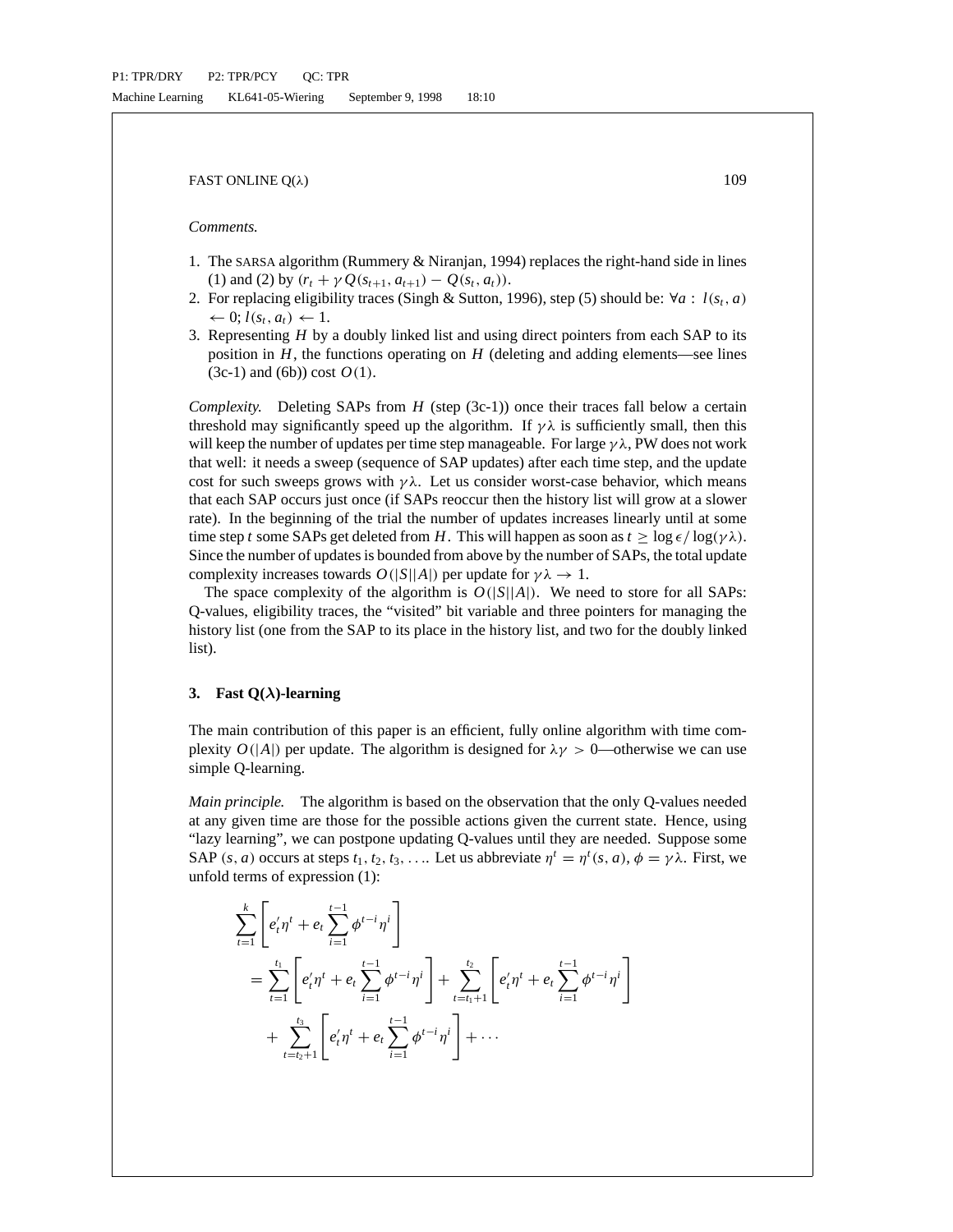*Comments.*

1. The SARSA algorithm (Rummery & Niranjan, 1994) replaces the right-hand side in lines (1) and (2) by $(r_t + \gamma Q(s_{t+1}, a_{t+1}) - Q(s_t, a_t))$.
2. For replacing eligibility traces (Singh & Sutton, 1996), step (5) should be: $\forall a : l(s_t, a) \leftarrow 0; l(s_t, a_t) \leftarrow 1$.
3. Representing $H$ by a doubly linked list and using direct pointers from each SAP to its position in $H$, the functions operating on $H$ (deleting and adding elements—see lines (3c-1) and (6b)) cost $O(1)$.

*Complexity.* Deleting SAPs from $H$ (step (3c-1)) once their traces fall below a certain threshold may significantly speed up the algorithm. If $\gamma\lambda$ is sufficiently small, then this will keep the number of updates per time step manageable. For large $\gamma\lambda$, PW does not work that well: it needs a sweep (sequence of SAP updates) after each time step, and the update cost for such sweeps grows with $\gamma\lambda$. Let us consider worst-case behavior, which means that each SAP occurs just once (if SAPs reoccur then the history list will grow at a slower rate). In the beginning of the trial the number of updates increases linearly until at some time step $t$ some SAPs get deleted from $H$. This will happen as soon as $t \geq \log \epsilon / \log(\gamma\lambda)$. Since the number of updates is bounded from above by the number of SAPs, the total update complexity increases towards $O(|S||A|)$ per update for $\gamma\lambda \rightarrow 1$.

The space complexity of the algorithm is $O(|S||A|)$. We need to store for all SAPs: Q-values, eligibility traces, the "visited" bit variable and three pointers for managing the history list (one from the SAP to its place in the history list, and two for the doubly linked list).

## 3. Fast Q($\lambda$)-learning

The main contribution of this paper is an efficient, fully online algorithm with time complexity $O(|A|)$ per update. The algorithm is designed for $\lambda\gamma > 0$—otherwise we can use simple Q-learning.

*Main principle.* The algorithm is based on the observation that the only Q-values needed at any given time are those for the possible actions given the current state. Hence, using "lazy learning", we can postpone updating Q-values until they are needed. Suppose some SAP $(s, a)$ occurs at steps $t_1, t_2, t_3, \ldots$. Let us abbreviate $\eta^t = \eta^t(s, a)$, $\phi = \gamma\lambda$. First, we unfold terms of expression (1):

$$
\begin{aligned}
&\sum_{t=1}^{k} \left[ e'_t \eta^t + e_t \sum_{i=1}^{t-1} \phi^{t-i} \eta^i \right] \\
&\quad = \sum_{t=1}^{t_1} \left[ e'_t \eta^t + e_t \sum_{i=1}^{t-1} \phi^{t-i} \eta^i \right] + \sum_{t=t_1+1}^{t_2} \left[ e'_t \eta^t + e_t \sum_{i=1}^{t-1} \phi^{t-i} \eta^i \right] \\
&\qquad + \sum_{t=t_2+1}^{t_3} \left[ e'_t \eta^t + e_t \sum_{i=1}^{t-1} \phi^{t-i} \eta^i \right] + \cdots
\end{aligned}
$$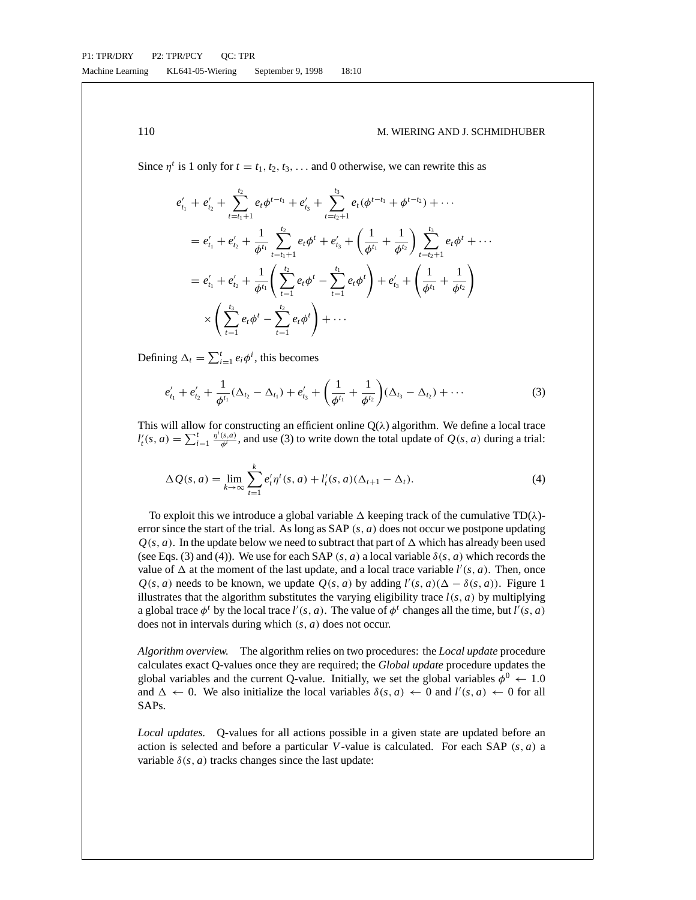Since $\eta^t$ is 1 only for $t = t_1, t_2, t_3, \ldots$ and 0 otherwise, we can rewrite this as

$$
\begin{aligned}
& e'_{t_1} + e'_{t_2} + \sum_{t=t_1+1}^{t_2} e_t \phi^{t-t_1} + e'_{t_3} + \sum_{t=t_2+1}^{t_3} e_t (\phi^{t-t_1} + \phi^{t-t_2}) + \cdots \\
&= e'_{t_1} + e'_{t_2} + \frac{1}{\phi^{t_1}} \sum_{t=t_1+1}^{t_2} e_t \phi^t + e'_{t_3} + \left( \frac{1}{\phi^{t_1}} + \frac{1}{\phi^{t_2}} \right) \sum_{t=t_2+1}^{t_3} e_t \phi^t + \cdots \\
&= e'_{t_1} + e'_{t_2} + \frac{1}{\phi^{t_1}} \left( \sum_{t=1}^{t_2} e_t \phi^t - \sum_{t=1}^{t_1} e_t \phi^t \right) + e'_{t_3} + \left( \frac{1}{\phi^{t_1}} + \frac{1}{\phi^{t_2}} \right) \\
&\quad \times \left( \sum_{t=1}^{t_3} e_t \phi^t - \sum_{t=1}^{t_2} e_t \phi^t \right) + \cdots
\end{aligned}
$$

Defining $\Delta_t = \sum_{i=1}^{t} e_i \phi^i$, this becomes

$$
e'_{t_1} + e'_{t_2} + \frac{1}{\phi^{t_1}} (\Delta_{t_2} - \Delta_{t_1}) + e'_{t_3} + \left( \frac{1}{\phi^{t_1}} + \frac{1}{\phi^{t_2}} \right) (\Delta_{t_3} - \Delta_{t_2}) + \cdots \tag{3}
$$

This will allow for constructing an efficient online Q($\lambda$) algorithm. We define a local trace $l'_t(s, a) = \sum_{i=1}^{t} \frac{\eta^i(s,a)}{\phi^i}$, and use (3) to write down the total update of $Q(s, a)$ during a trial:

$$
\Delta Q(s, a) = \lim_{k \to \infty} \sum_{t=1}^{k} e'_t \eta^t(s, a) + l'_t(s, a)(\Delta_{t+1} - \Delta_t). \tag{4}
$$

To exploit this we introduce a global variable $\Delta$ keeping track of the cumulative TD($\lambda$)-error since the start of the trial. As long as SAP $(s, a)$ does not occur we postpone updating $Q(s, a)$. In the update below we need to subtract that part of $\Delta$ which has already been used (see Eqs. (3) and (4)). We use for each SAP $(s, a)$ a local variable $\delta(s, a)$ which records the value of $\Delta$ at the moment of the last update, and a local trace variable $l'(s, a)$. Then, once $Q(s, a)$ needs to be known, we update $Q(s, a)$ by adding $l'(s, a)(\Delta - \delta(s, a))$. Figure 1 illustrates that the algorithm substitutes the varying eligibility trace $l(s, a)$ by multiplying a global trace $\phi^t$ by the local trace $l'(s, a)$. The value of $\phi^t$ changes all the time, but $l'(s, a)$ does not in intervals during which $(s, a)$ does not occur.

*Algorithm overview.* The algorithm relies on two procedures: the *Local update* procedure calculates exact Q-values once they are required; the *Global update* procedure updates the global variables and the current Q-value. Initially, we set the global variables $\phi^0 \leftarrow 1.0$ and $\Delta \leftarrow 0$. We also initialize the local variables $\delta(s, a) \leftarrow 0$ and $l'(s, a) \leftarrow 0$ for all SAPs.

*Local updates.* Q-values for all actions possible in a given state are updated before an action is selected and before a particular $V$-value is calculated. For each SAP $(s, a)$ a variable $\delta(s, a)$ tracks changes since the last update: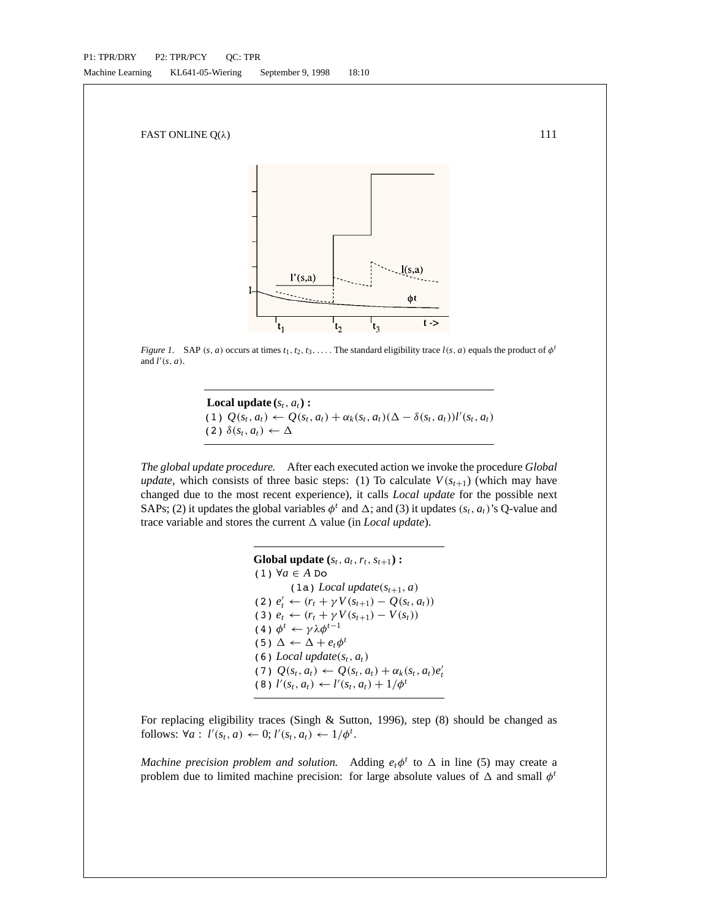*Figure 1.* SAP $(s, a)$ occurs at times $t_1, t_2, t_3, \ldots$. The standard eligibility trace $l(s, a)$ equals the product of $\phi^t$ and $l'(s, a)$.

---

**Local update** $(s_t, a_t)$ **:**

(1) $Q(s_t, a_t) \leftarrow Q(s_t, a_t) + \alpha_k(s_t, a_t)(\Delta - \delta(s_t, a_t))l'(s_t, a_t)$

(2) $\delta(s_t, a_t) \leftarrow \Delta$

---

*The global update procedure.* After each executed action we invoke the procedure *Global update*, which consists of three basic steps: (1) To calculate $V(s_{t+1})$ (which may have changed due to the most recent experience), it calls *Local update* for the possible next SAPs; (2) it updates the global variables $\phi^t$ and $\Delta$; and (3) it updates $(s_t, a_t)$'s Q-value and trace variable and stores the current $\Delta$ value (in *Local update*).

---

**Global update** $(s_t, a_t, r_t, s_{t+1})$ **:**

(1) $\forall a \in A$ Do

  (1a) *Local update*$(s_{t+1}, a)$

(2) $e'_t \leftarrow (r_t + \gamma V(s_{t+1}) - Q(s_t, a_t))$

(3) $e_t \leftarrow (r_t + \gamma V(s_{t+1}) - V(s_t))$

(4) $\phi^t \leftarrow \gamma\lambda\phi^{t-1}$

(5) $\Delta \leftarrow \Delta + e_t\phi^t$

(6) *Local update*$(s_t, a_t)$

(7) $Q(s_t, a_t) \leftarrow Q(s_t, a_t) + \alpha_k(s_t, a_t)e'_t$

(8) $l'(s_t, a_t) \leftarrow l'(s_t, a_t) + 1/\phi^t$

---

For replacing eligibility traces (Singh & Sutton, 1996), step (8) should be changed as follows: $\forall a: \ l'(s_t, a) \leftarrow 0$; $l'(s_t, a_t) \leftarrow 1/\phi^t$.

*Machine precision problem and solution.* Adding $e_t\phi^t$ to $\Delta$ in line (5) may create a problem due to limited machine precision: for large absolute values of $\Delta$ and small $\phi^t$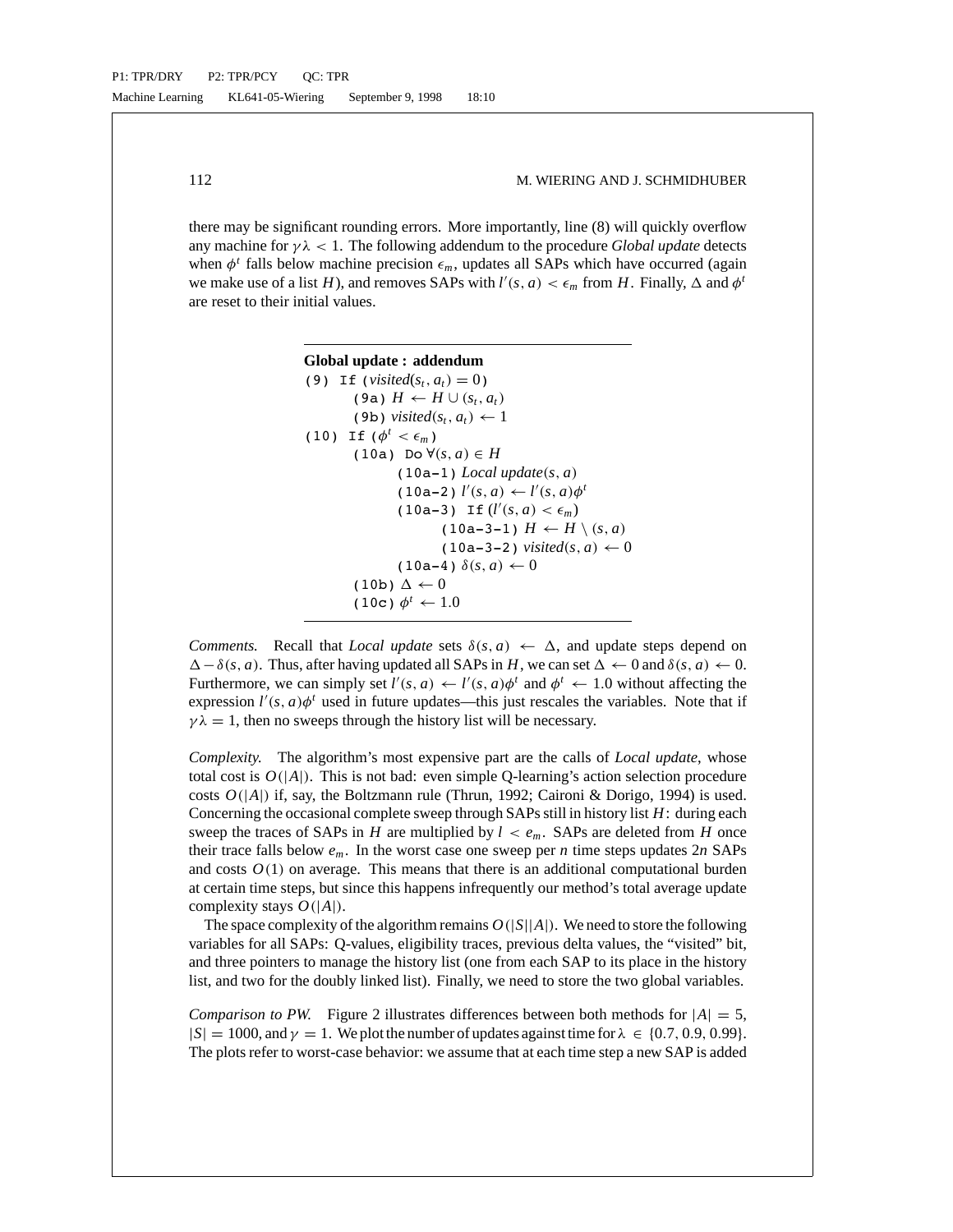there may be significant rounding errors. More importantly, line (8) will quickly overflow any machine for $\gamma\lambda < 1$. The following addendum to the procedure *Global update* detects when $\phi^t$ falls below machine precision $\epsilon_m$, updates all SAPs which have occurred (again we make use of a list $H$), and removes SAPs with $l'(s, a) < \epsilon_m$ from $H$. Finally, $\Delta$ and $\phi^t$ are reset to their initial values.

---

**Global update : addendum**

(9) If ($visited(s_t, a_t) = 0$)
  (9a) $H \leftarrow H \cup (s_t, a_t)$
  (9b) $visited(s_t, a_t) \leftarrow 1$
(10) If ($\phi^t < \epsilon_m$)
  (10a) Do $\forall (s, a) \in H$
    (10a-1) *Local update*$(s, a)$
    (10a-2) $l'(s, a) \leftarrow l'(s, a)\phi^t$
    (10a-3) If ($l'(s, a) < \epsilon_m$)
      (10a-3-1) $H \leftarrow H \setminus (s, a)$
      (10a-3-2) $visited(s, a) \leftarrow 0$
    (10a-4) $\delta(s, a) \leftarrow 0$
  (10b) $\Delta \leftarrow 0$
  (10c) $\phi^t \leftarrow 1.0$

---

*Comments.* Recall that *Local update* sets $\delta(s, a) \leftarrow \Delta$, and update steps depend on $\Delta - \delta(s, a)$. Thus, after having updated all SAPs in $H$, we can set $\Delta \leftarrow 0$ and $\delta(s, a) \leftarrow 0$. Furthermore, we can simply set $l'(s, a) \leftarrow l'(s, a)\phi^t$ and $\phi^t \leftarrow 1.0$ without affecting the expression $l'(s, a)\phi^t$ used in future updates—this just rescales the variables. Note that if $\gamma\lambda = 1$, then no sweeps through the history list will be necessary.

*Complexity.* The algorithm's most expensive part are the calls of *Local update*, whose total cost is $O(|A|)$. This is not bad: even simple Q-learning's action selection procedure costs $O(|A|)$ if, say, the Boltzmann rule (Thrun, 1992; Caironi & Dorigo, 1994) is used. Concerning the occasional complete sweep through SAPs still in history list $H$: during each sweep the traces of SAPs in $H$ are multiplied by $l < e_m$. SAPs are deleted from $H$ once their trace falls below $e_m$. In the worst case one sweep per $n$ time steps updates $2n$ SAPs and costs $O(1)$ on average. This means that there is an additional computational burden at certain time steps, but since this happens infrequently our method's total average update complexity stays $O(|A|)$.

The space complexity of the algorithm remains $O(|S||A|)$. We need to store the following variables for all SAPs: Q-values, eligibility traces, previous delta values, the "visited" bit, and three pointers to manage the history list (one from each SAP to its place in the history list, and two for the doubly linked list). Finally, we need to store the two global variables.

*Comparison to PW.* Figure 2 illustrates differences between both methods for $|A| = 5$, $|S| = 1000$, and $\gamma = 1$. We plot the number of updates against time for $\lambda \in \{0.7, 0.9, 0.99\}$. The plots refer to worst-case behavior: we assume that at each time step a new SAP is added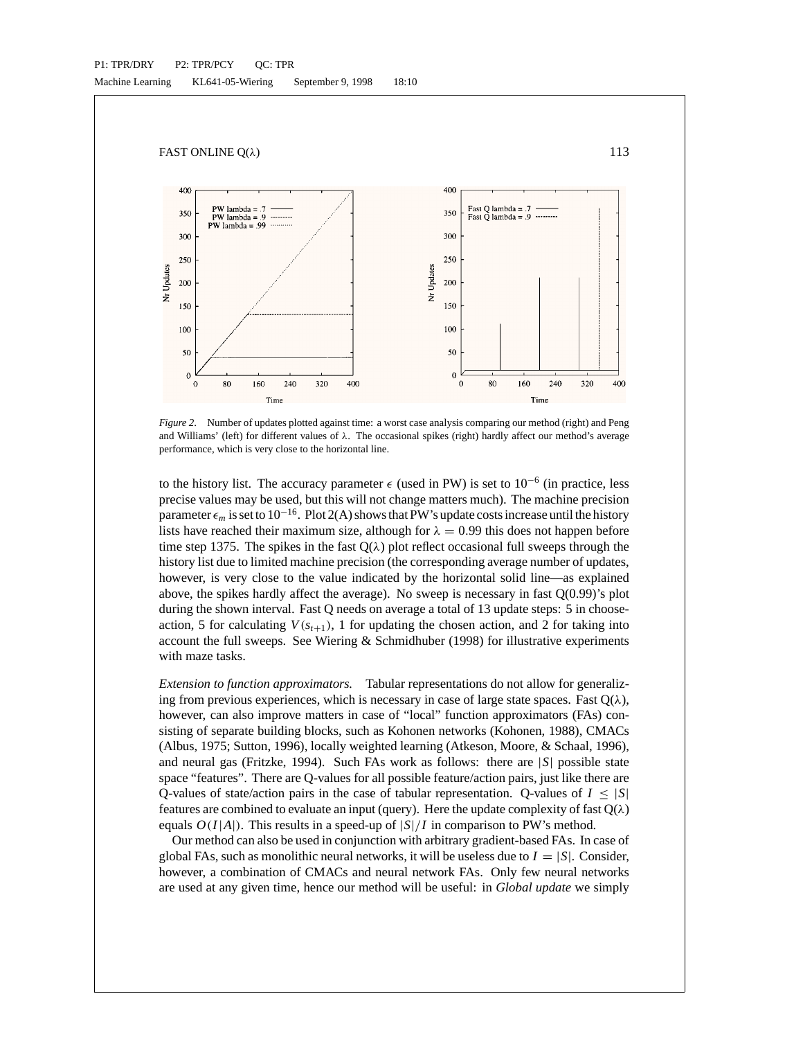*Figure 2.* Number of updates plotted against time: a worst case analysis comparing our method (right) and Peng and Williams' (left) for different values of $\lambda$. The occasional spikes (right) hardly affect our method's average performance, which is very close to the horizontal line.

to the history list. The accuracy parameter $\epsilon$ (used in PW) is set to $10^{-6}$ (in practice, less precise values may be used, but this will not change matters much). The machine precision parameter $\epsilon_m$ is set to $10^{-16}$. Plot 2(A) shows that PW's update costs increase until the history lists have reached their maximum size, although for $\lambda = 0.99$ this does not happen before time step 1375. The spikes in the fast Q($\lambda$) plot reflect occasional full sweeps through the history list due to limited machine precision (the corresponding average number of updates, however, is very close to the value indicated by the horizontal solid line—as explained above, the spikes hardly affect the average). No sweep is necessary in fast Q(0.99)'s plot during the shown interval. Fast Q needs on average a total of 13 update steps: 5 in choose-action, 5 for calculating $V(s_{t+1})$, 1 for updating the chosen action, and 2 for taking into account the full sweeps. See Wiering & Schmidhuber (1998) for illustrative experiments with maze tasks.

*Extension to function approximators.* Tabular representations do not allow for generalizing from previous experiences, which is necessary in case of large state spaces. Fast Q($\lambda$), however, can also improve matters in case of "local" function approximators (FAs) consisting of separate building blocks, such as Kohonen networks (Kohonen, 1988), CMACs (Albus, 1975; Sutton, 1996), locally weighted learning (Atkeson, Moore, & Schaal, 1996), and neural gas (Fritzke, 1994). Such FAs work as follows: there are $|S|$ possible state space "features". There are Q-values for all possible feature/action pairs, just like there are Q-values of state/action pairs in the case of tabular representation. Q-values of $I \leq |S|$ features are combined to evaluate an input (query). Here the update complexity of fast Q($\lambda$) equals $O(I|A|)$. This results in a speed-up of $|S|/I$ in comparison to PW's method.

Our method can also be used in conjunction with arbitrary gradient-based FAs. In case of global FAs, such as monolithic neural networks, it will be useless due to $I = |S|$. Consider, however, a combination of CMACs and neural network FAs. Only few neural networks are used at any given time, hence our method will be useful: in *Global update* we simply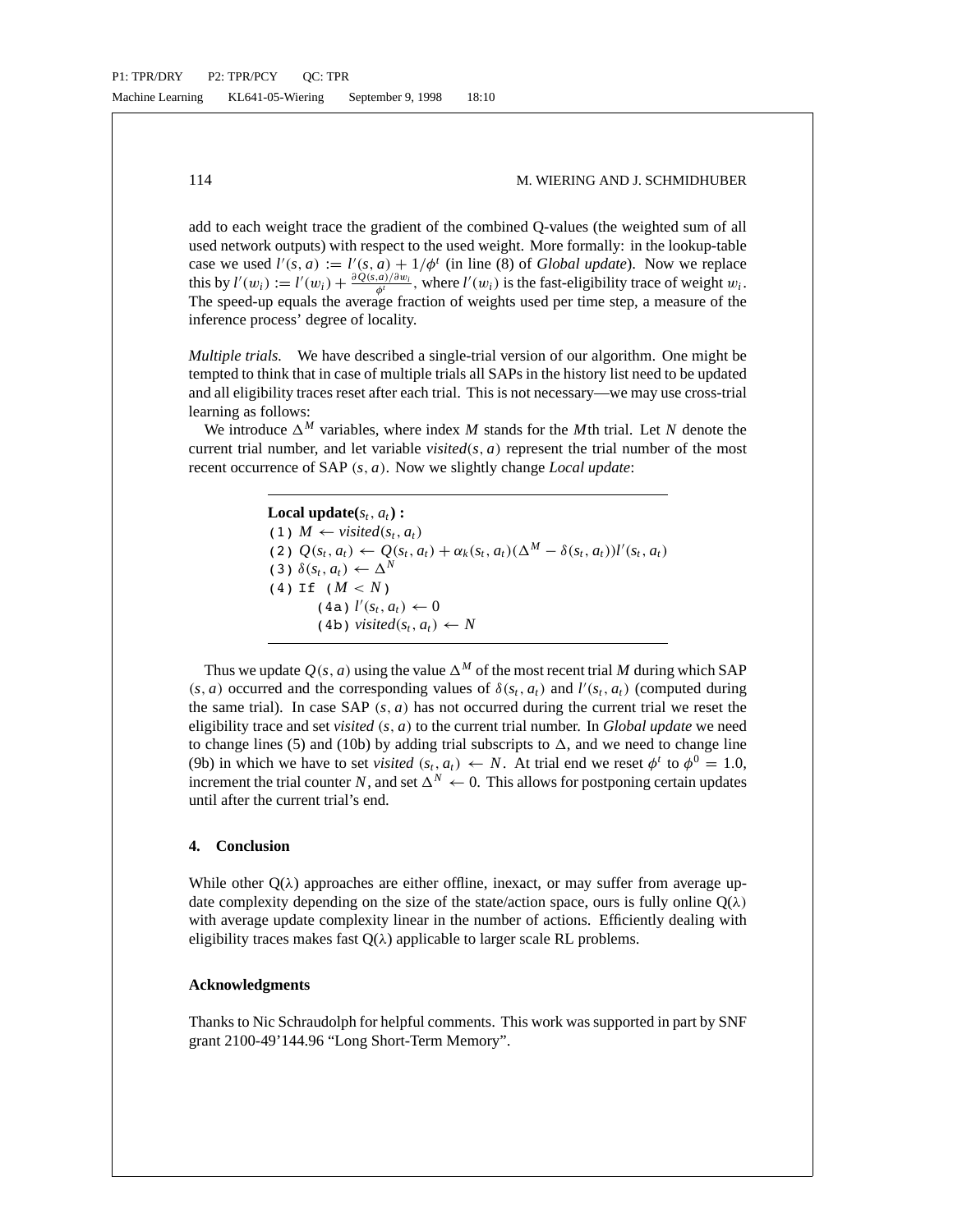add to each weight trace the gradient of the combined Q-values (the weighted sum of all used network outputs) with respect to the used weight. More formally: in the lookup-table case we used $l'(s, a) := l'(s, a) + 1/\phi^t$ (in line (8) of *Global update*). Now we replace this by $l'(w_i) := l'(w_i) + \frac{\partial Q(s,a)/\partial w_i}{\phi^t}$, where $l'(w_i)$ is the fast-eligibility trace of weight $w_i$. The speed-up equals the average fraction of weights used per time step, a measure of the inference process' degree of locality.

*Multiple trials.* We have described a single-trial version of our algorithm. One might be tempted to think that in case of multiple trials all SAPs in the history list need to be updated and all eligibility traces reset after each trial. This is not necessary—we may use cross-trial learning as follows:

We introduce $\Delta^M$ variables, where index $M$ stands for the $M$th trial. Let $N$ denote the current trial number, and let variable $visited(s, a)$ represent the trial number of the most recent occurrence of SAP $(s, a)$. Now we slightly change *Local update*:

**Local update($s_t, a_t$) :**
(1) $M \leftarrow visited(s_t, a_t)$
(2) $Q(s_t, a_t) \leftarrow Q(s_t, a_t) + \alpha_k(s_t, a_t)(\Delta^M - \delta(s_t, a_t))l'(s_t, a_t)$
(3) $\delta(s_t, a_t) \leftarrow \Delta^N$
(4) If $(M < N)$
  (4a) $l'(s_t, a_t) \leftarrow 0$
  (4b) $visited(s_t, a_t) \leftarrow N$

Thus we update $Q(s, a)$ using the value $\Delta^M$ of the most recent trial $M$ during which SAP $(s, a)$ occurred and the corresponding values of $\delta(s_t, a_t)$ and $l'(s_t, a_t)$ (computed during the same trial). In case SAP $(s, a)$ has not occurred during the current trial we reset the eligibility trace and set *visited* $(s, a)$ to the current trial number. In *Global update* we need to change lines (5) and (10b) by adding trial subscripts to $\Delta$, and we need to change line (9b) in which we have to set *visited* $(s_t, a_t) \leftarrow N$. At trial end we reset $\phi^t$ to $\phi^0 = 1.0$, increment the trial counter $N$, and set $\Delta^N \leftarrow 0$. This allows for postponing certain updates until after the current trial's end.

## 4. Conclusion

While other Q($\lambda$) approaches are either offline, inexact, or may suffer from average update complexity depending on the size of the state/action space, ours is fully online Q($\lambda$) with average update complexity linear in the number of actions. Efficiently dealing with eligibility traces makes fast Q($\lambda$) applicable to larger scale RL problems.

### Acknowledgments

Thanks to Nic Schraudolph for helpful comments. This work was supported in part by SNF grant 2100-49'144.96 "Long Short-Term Memory".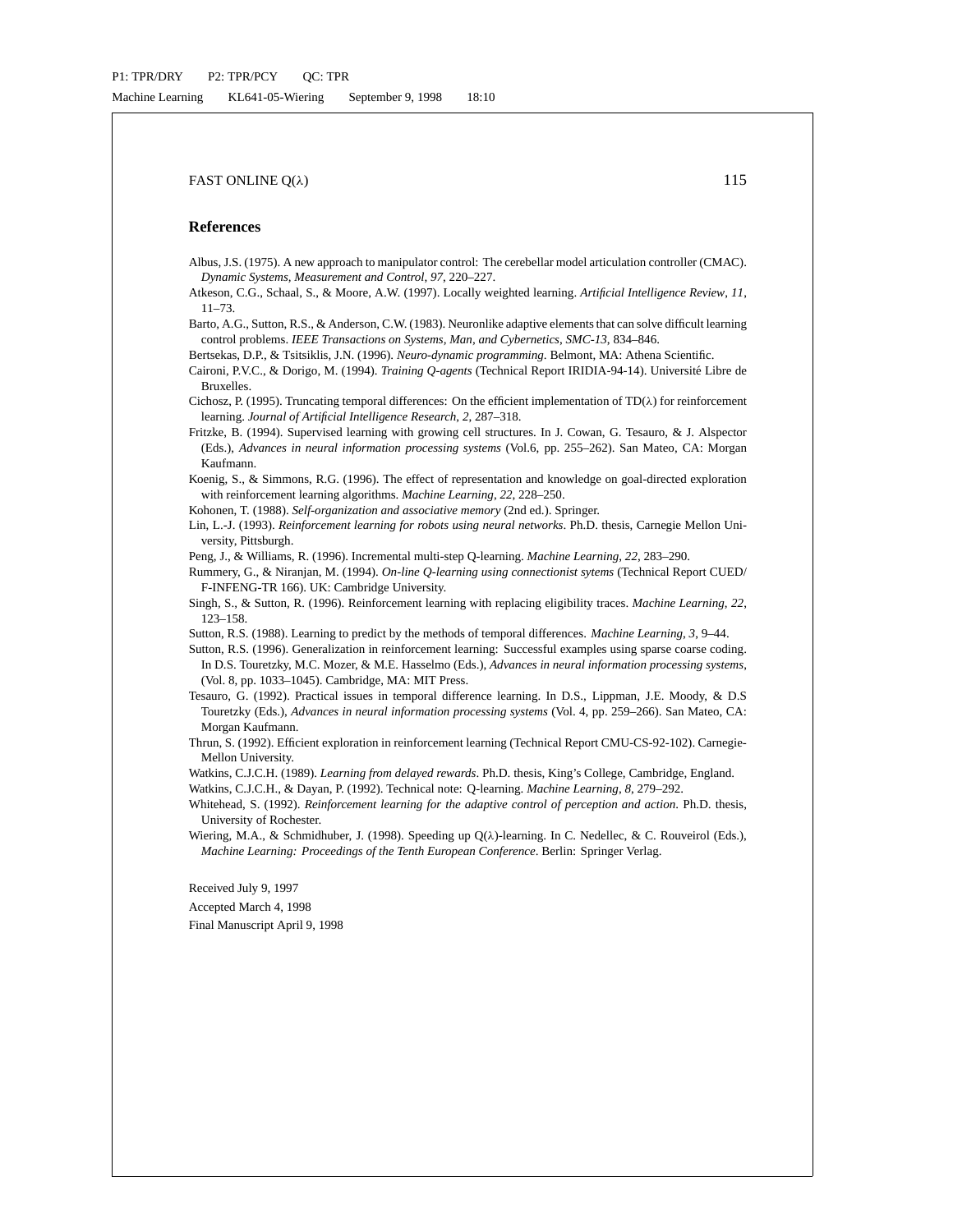## References

Albus, J.S. (1975). A new approach to manipulator control: The cerebellar model articulation controller (CMAC). *Dynamic Systems, Measurement and Control*, *97*, 220–227.

Atkeson, C.G., Schaal, S., & Moore, A.W. (1997). Locally weighted learning. *Artificial Intelligence Review*, *11*, 11–73.

Barto, A.G., Sutton, R.S., & Anderson, C.W. (1983). Neuronlike adaptive elements that can solve difficult learning control problems. *IEEE Transactions on Systems, Man, and Cybernetics*, *SMC-13*, 834–846.

Bertsekas, D.P., & Tsitsiklis, J.N. (1996). *Neuro-dynamic programming*. Belmont, MA: Athena Scientific.

Caironi, P.V.C., & Dorigo, M. (1994). *Training Q-agents* (Technical Report IRIDIA-94-14). Université Libre de Bruxelles.

Cichosz, P. (1995). Truncating temporal differences: On the efficient implementation of TD($\lambda$) for reinforcement learning. *Journal of Artificial Intelligence Research*, *2*, 287–318.

Fritzke, B. (1994). Supervised learning with growing cell structures. In J. Cowan, G. Tesauro, & J. Alspector (Eds.), *Advances in neural information processing systems* (Vol.6, pp. 255–262). San Mateo, CA: Morgan Kaufmann.

Koenig, S., & Simmons, R.G. (1996). The effect of representation and knowledge on goal-directed exploration with reinforcement learning algorithms. *Machine Learning*, *22*, 228–250.

Kohonen, T. (1988). *Self-organization and associative memory* (2nd ed.). Springer.

Lin, L.-J. (1993). *Reinforcement learning for robots using neural networks*. Ph.D. thesis, Carnegie Mellon University, Pittsburgh.

Peng, J., & Williams, R. (1996). Incremental multi-step Q-learning. *Machine Learning*, *22*, 283–290.

Rummery, G., & Niranjan, M. (1994). *On-line Q-learning using connectionist sytems* (Technical Report CUED/F-INFENG-TR 166). UK: Cambridge University.

Singh, S., & Sutton, R. (1996). Reinforcement learning with replacing eligibility traces. *Machine Learning*, *22*, 123–158.

Sutton, R.S. (1988). Learning to predict by the methods of temporal differences. *Machine Learning*, *3*, 9–44.

Sutton, R.S. (1996). Generalization in reinforcement learning: Successful examples using sparse coarse coding. In D.S. Touretzky, M.C. Mozer, & M.E. Hasselmo (Eds.), *Advances in neural information processing systems*, (Vol. 8, pp. 1033–1045). Cambridge, MA: MIT Press.

Tesauro, G. (1992). Practical issues in temporal difference learning. In D.S., Lippman, J.E. Moody, & D.S Touretzky (Eds.), *Advances in neural information processing systems* (Vol. 4, pp. 259–266). San Mateo, CA: Morgan Kaufmann.

Thrun, S. (1992). Efficient exploration in reinforcement learning (Technical Report CMU-CS-92-102). Carnegie-Mellon University.

Watkins, C.J.C.H. (1989). *Learning from delayed rewards*. Ph.D. thesis, King's College, Cambridge, England.

Watkins, C.J.C.H., & Dayan, P. (1992). Technical note: Q-learning. *Machine Learning*, *8*, 279–292.

Whitehead, S. (1992). *Reinforcement learning for the adaptive control of perception and action*. Ph.D. thesis, University of Rochester.

Wiering, M.A., & Schmidhuber, J. (1998). Speeding up Q($\lambda$)-learning. In C. Nedellec, & C. Rouveirol (Eds.), *Machine Learning: Proceedings of the Tenth European Conference*. Berlin: Springer Verlag.

Received July 9, 1997

Accepted March 4, 1998

Final Manuscript April 9, 1998